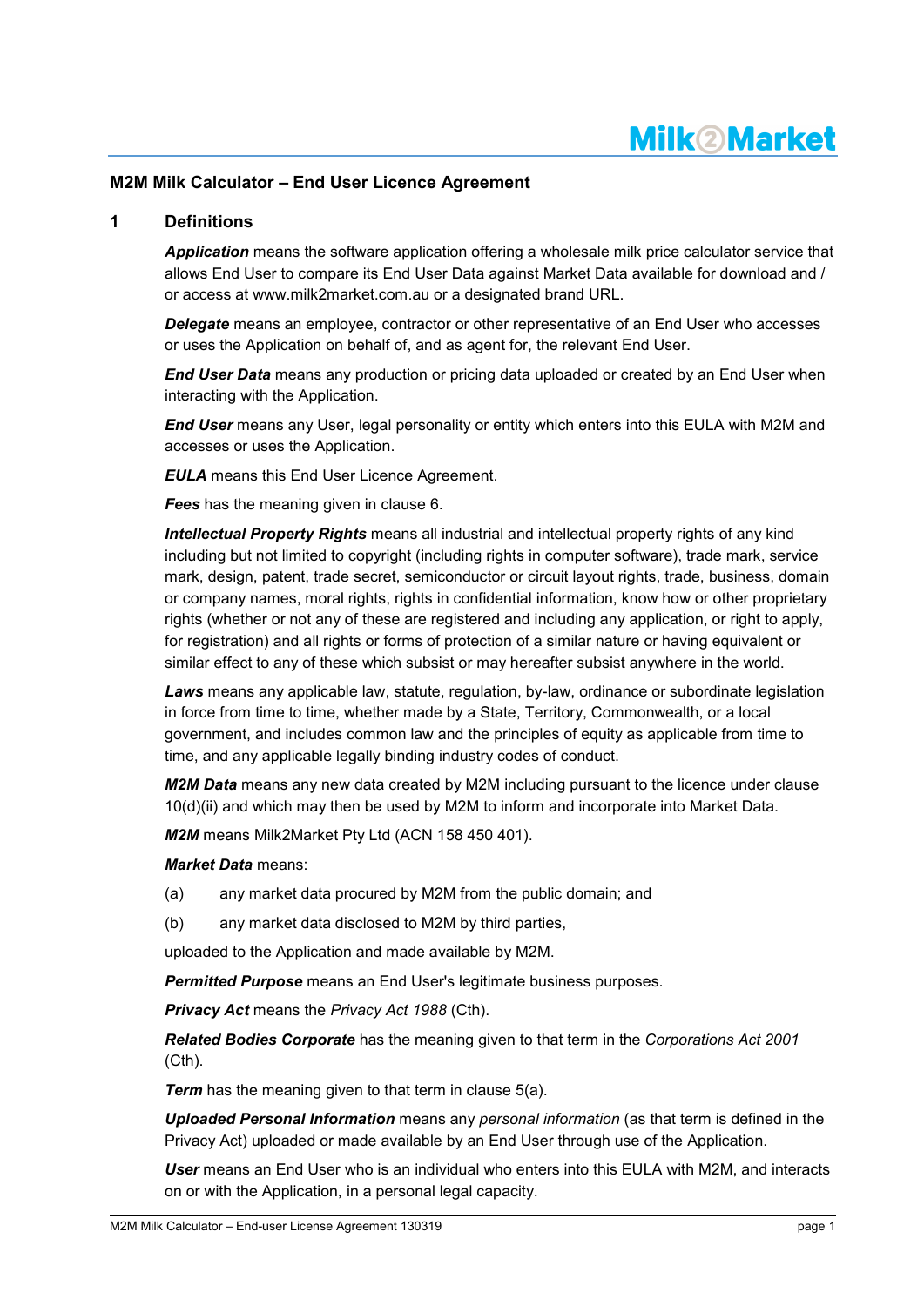# M2M Milk Calculator – End User Licence Agreement

## 1 Definitions

***Application*** means the software application offering a wholesale milk price calculator service that allows End User to compare its End User Data against Market Data available for download and / or access at www.milk2market.com.au or a designated brand URL.

***Delegate*** means an employee, contractor or other representative of an End User who accesses or uses the Application on behalf of, and as agent for, the relevant End User.

***End User Data*** means any production or pricing data uploaded or created by an End User when interacting with the Application.

***End User*** means any User, legal personality or entity which enters into this EULA with M2M and accesses or uses the Application.

***EULA*** means this End User Licence Agreement.

***Fees*** has the meaning given in clause 6.

***Intellectual Property Rights*** means all industrial and intellectual property rights of any kind including but not limited to copyright (including rights in computer software), trade mark, service mark, design, patent, trade secret, semiconductor or circuit layout rights, trade, business, domain or company names, moral rights, rights in confidential information, know how or other proprietary rights (whether or not any of these are registered and including any application, or right to apply, for registration) and all rights or forms of protection of a similar nature or having equivalent or similar effect to any of these which subsist or may hereafter subsist anywhere in the world.

***Laws*** means any applicable law, statute, regulation, by-law, ordinance or subordinate legislation in force from time to time, whether made by a State, Territory, Commonwealth, or a local government, and includes common law and the principles of equity as applicable from time to time, and any applicable legally binding industry codes of conduct.

***M2M Data*** means any new data created by M2M including pursuant to the licence under clause 10(d)(ii) and which may then be used by M2M to inform and incorporate into Market Data.

***M2M*** means Milk2Market Pty Ltd (ACN 158 450 401).

***Market Data*** means:

(a) any market data procured by M2M from the public domain; and

(b) any market data disclosed to M2M by third parties,

uploaded to the Application and made available by M2M.

***Permitted Purpose*** means an End User's legitimate business purposes.

***Privacy Act*** means the *Privacy Act 1988* (Cth).

***Related Bodies Corporate*** has the meaning given to that term in the *Corporations Act 2001* (Cth).

***Term*** has the meaning given to that term in clause 5(a).

***Uploaded Personal Information*** means any *personal information* (as that term is defined in the Privacy Act) uploaded or made available by an End User through use of the Application.

***User*** means an End User who is an individual who enters into this EULA with M2M, and interacts on or with the Application, in a personal legal capacity.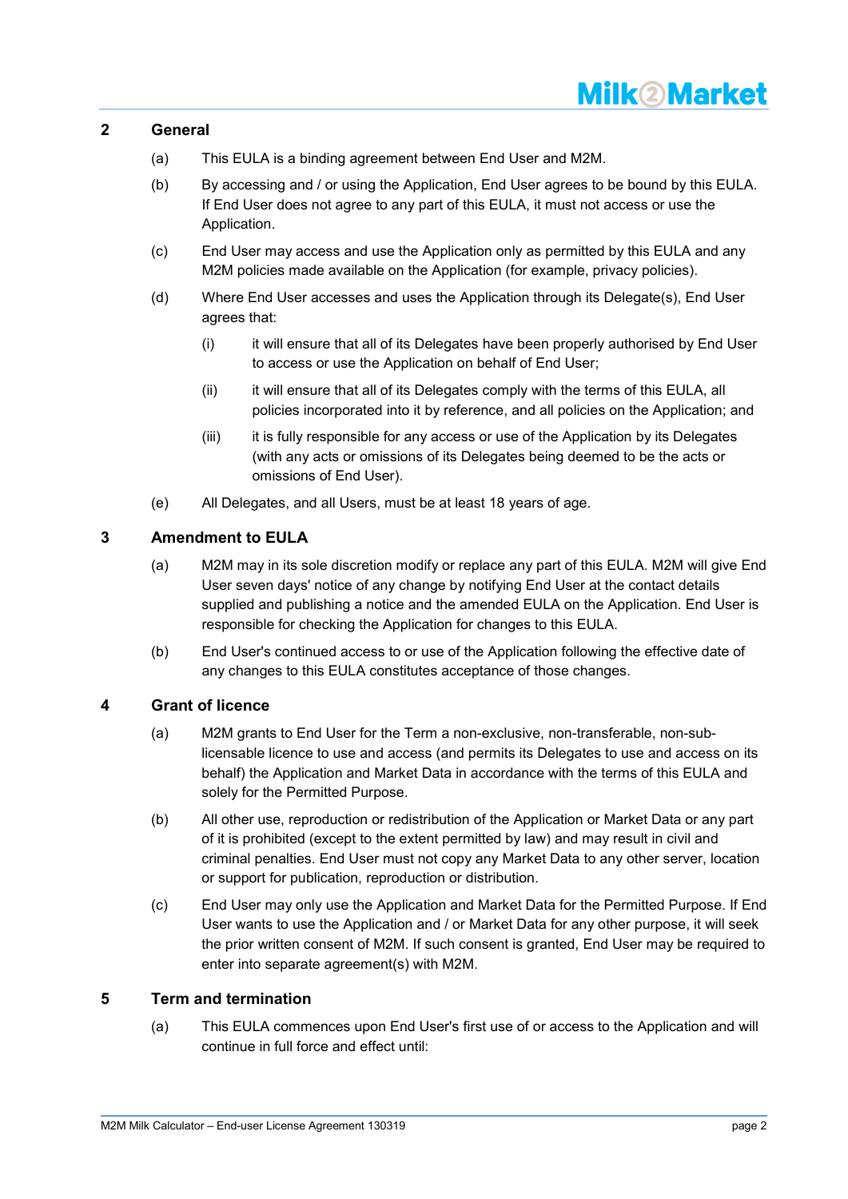## 2 General

(a) This EULA is a binding agreement between End User and M2M.

(b) By accessing and / or using the Application, End User agrees to be bound by this EULA. If End User does not agree to any part of this EULA, it must not access or use the Application.

(c) End User may access and use the Application only as permitted by this EULA and any M2M policies made available on the Application (for example, privacy policies).

(d) Where End User accesses and uses the Application through its Delegate(s), End User agrees that:

   (i) it will ensure that all of its Delegates have been properly authorised by End User to access or use the Application on behalf of End User;

   (ii) it will ensure that all of its Delegates comply with the terms of this EULA, all policies incorporated into it by reference, and all policies on the Application; and

   (iii) it is fully responsible for any access or use of the Application by its Delegates (with any acts or omissions of its Delegates being deemed to be the acts or omissions of End User).

(e) All Delegates, and all Users, must be at least 18 years of age.

## 3 Amendment to EULA

(a) M2M may in its sole discretion modify or replace any part of this EULA. M2M will give End User seven days' notice of any change by notifying End User at the contact details supplied and publishing a notice and the amended EULA on the Application. End User is responsible for checking the Application for changes to this EULA.

(b) End User's continued access to or use of the Application following the effective date of any changes to this EULA constitutes acceptance of those changes.

## 4 Grant of licence

(a) M2M grants to End User for the Term a non-exclusive, non-transferable, non-sub-licensable licence to use and access (and permits its Delegates to use and access on its behalf) the Application and Market Data in accordance with the terms of this EULA and solely for the Permitted Purpose.

(b) All other use, reproduction or redistribution of the Application or Market Data or any part of it is prohibited (except to the extent permitted by law) and may result in civil and criminal penalties. End User must not copy any Market Data to any other server, location or support for publication, reproduction or distribution.

(c) End User may only use the Application and Market Data for the Permitted Purpose. If End User wants to use the Application and / or Market Data for any other purpose, it will seek the prior written consent of M2M. If such consent is granted, End User may be required to enter into separate agreement(s) with M2M.

## 5 Term and termination

(a) This EULA commences upon End User's first use of or access to the Application and will continue in full force and effect until: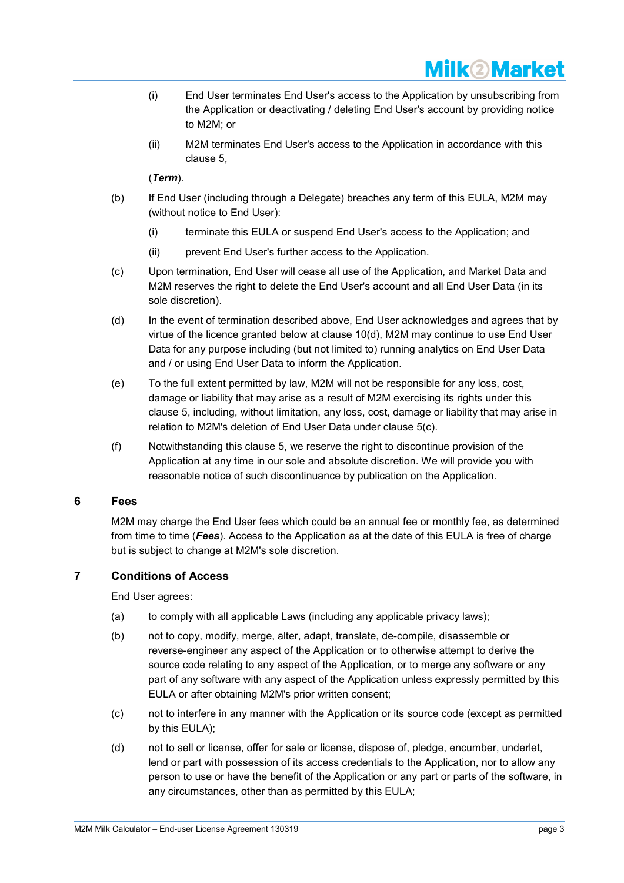(i) End User terminates End User's access to the Application by unsubscribing from the Application or deactivating / deleting End User's account by providing notice to M2M; or

(ii) M2M terminates End User's access to the Application in accordance with this clause 5,

(***Term***).

(b) If End User (including through a Delegate) breaches any term of this EULA, M2M may (without notice to End User):

(i) terminate this EULA or suspend End User's access to the Application; and

(ii) prevent End User's further access to the Application.

(c) Upon termination, End User will cease all use of the Application, and Market Data and M2M reserves the right to delete the End User's account and all End User Data (in its sole discretion).

(d) In the event of termination described above, End User acknowledges and agrees that by virtue of the licence granted below at clause 10(d), M2M may continue to use End User Data for any purpose including (but not limited to) running analytics on End User Data and / or using End User Data to inform the Application.

(e) To the full extent permitted by law, M2M will not be responsible for any loss, cost, damage or liability that may arise as a result of M2M exercising its rights under this clause 5, including, without limitation, any loss, cost, damage or liability that may arise in relation to M2M's deletion of End User Data under clause 5(c).

(f) Notwithstanding this clause 5, we reserve the right to discontinue provision of the Application at any time in our sole and absolute discretion. We will provide you with reasonable notice of such discontinuance by publication on the Application.

## 6 Fees

M2M may charge the End User fees which could be an annual fee or monthly fee, as determined from time to time (***Fees***). Access to the Application as at the date of this EULA is free of charge but is subject to change at M2M's sole discretion.

## 7 Conditions of Access

End User agrees:

(a) to comply with all applicable Laws (including any applicable privacy laws);

(b) not to copy, modify, merge, alter, adapt, translate, de-compile, disassemble or reverse-engineer any aspect of the Application or to otherwise attempt to derive the source code relating to any aspect of the Application, or to merge any software or any part of any software with any aspect of the Application unless expressly permitted by this EULA or after obtaining M2M's prior written consent;

(c) not to interfere in any manner with the Application or its source code (except as permitted by this EULA);

(d) not to sell or license, offer for sale or license, dispose of, pledge, encumber, underlet, lend or part with possession of its access credentials to the Application, nor to allow any person to use or have the benefit of the Application or any part or parts of the software, in any circumstances, other than as permitted by this EULA;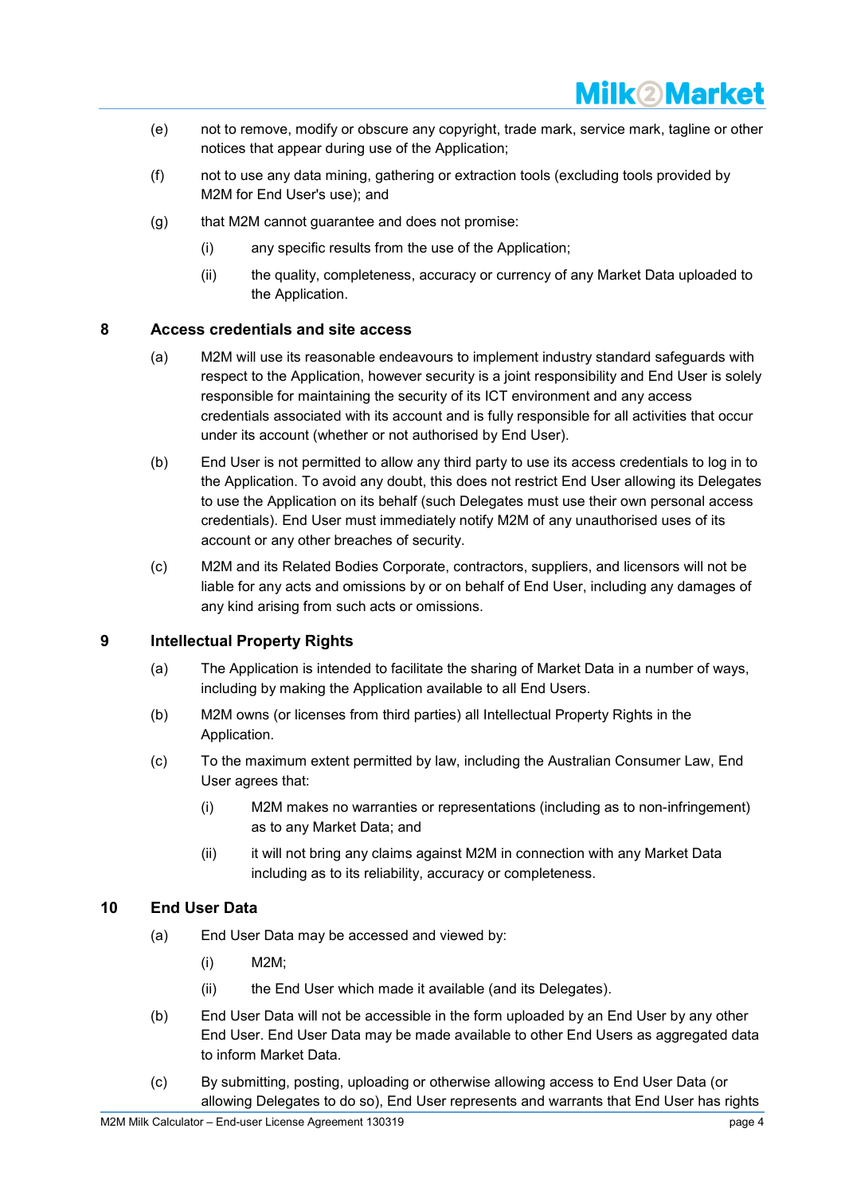(e) not to remove, modify or obscure any copyright, trade mark, service mark, tagline or other notices that appear during use of the Application;

(f) not to use any data mining, gathering or extraction tools (excluding tools provided by M2M for End User's use); and

(g) that M2M cannot guarantee and does not promise:

  (i) any specific results from the use of the Application;

  (ii) the quality, completeness, accuracy or currency of any Market Data uploaded to the Application.

## 8 Access credentials and site access

(a) M2M will use its reasonable endeavours to implement industry standard safeguards with respect to the Application, however security is a joint responsibility and End User is solely responsible for maintaining the security of its ICT environment and any access credentials associated with its account and is fully responsible for all activities that occur under its account (whether or not authorised by End User).

(b) End User is not permitted to allow any third party to use its access credentials to log in to the Application. To avoid any doubt, this does not restrict End User allowing its Delegates to use the Application on its behalf (such Delegates must use their own personal access credentials). End User must immediately notify M2M of any unauthorised uses of its account or any other breaches of security.

(c) M2M and its Related Bodies Corporate, contractors, suppliers, and licensors will not be liable for any acts and omissions by or on behalf of End User, including any damages of any kind arising from such acts or omissions.

## 9 Intellectual Property Rights

(a) The Application is intended to facilitate the sharing of Market Data in a number of ways, including by making the Application available to all End Users.

(b) M2M owns (or licenses from third parties) all Intellectual Property Rights in the Application.

(c) To the maximum extent permitted by law, including the Australian Consumer Law, End User agrees that:

  (i) M2M makes no warranties or representations (including as to non-infringement) as to any Market Data; and

  (ii) it will not bring any claims against M2M in connection with any Market Data including as to its reliability, accuracy or completeness.

## 10 End User Data

(a) End User Data may be accessed and viewed by:

  (i) M2M;

  (ii) the End User which made it available (and its Delegates).

(b) End User Data will not be accessible in the form uploaded by an End User by any other End User. End User Data may be made available to other End Users as aggregated data to inform Market Data.

(c) By submitting, posting, uploading or otherwise allowing access to End User Data (or allowing Delegates to do so), End User represents and warrants that End User has rights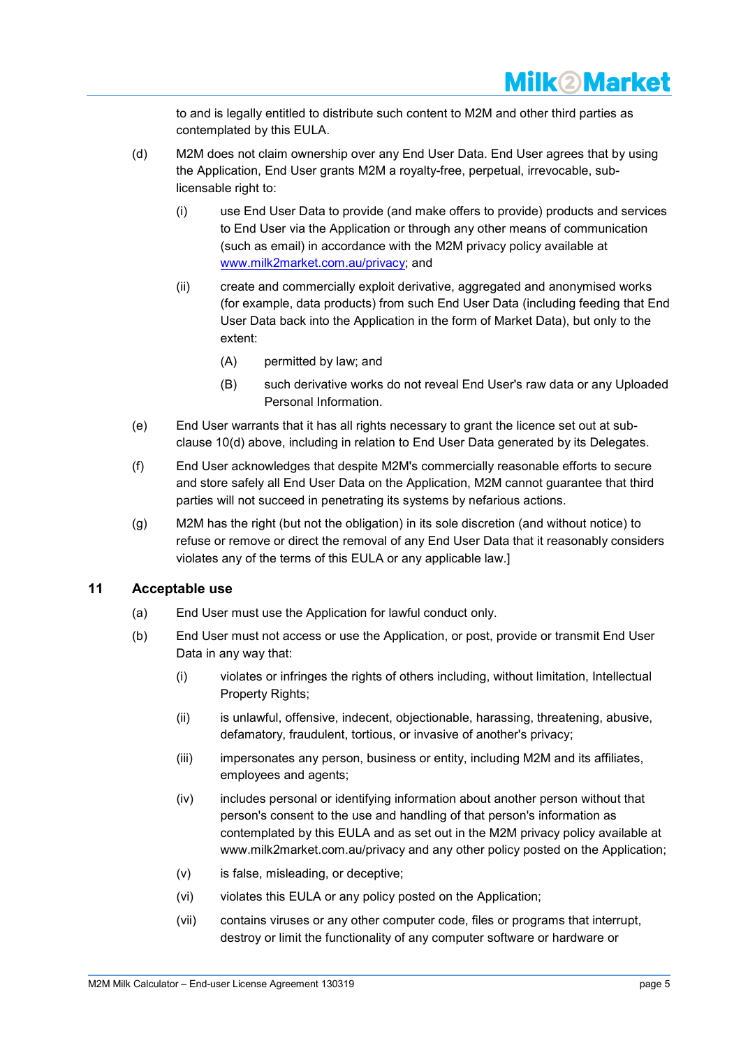to and is legally entitled to distribute such content to M2M and other third parties as contemplated by this EULA.

(d) M2M does not claim ownership over any End User Data. End User agrees that by using the Application, End User grants M2M a royalty-free, perpetual, irrevocable, sub-licensable right to:

(i) use End User Data to provide (and make offers to provide) products and services to End User via the Application or through any other means of communication (such as email) in accordance with the M2M privacy policy available at www.milk2market.com.au/privacy; and

(ii) create and commercially exploit derivative, aggregated and anonymised works (for example, data products) from such End User Data (including feeding that End User Data back into the Application in the form of Market Data), but only to the extent:

(A) permitted by law; and

(B) such derivative works do not reveal End User's raw data or any Uploaded Personal Information.

(e) End User warrants that it has all rights necessary to grant the licence set out at sub-clause 10(d) above, including in relation to End User Data generated by its Delegates.

(f) End User acknowledges that despite M2M's commercially reasonable efforts to secure and store safely all End User Data on the Application, M2M cannot guarantee that third parties will not succeed in penetrating its systems by nefarious actions.

(g) M2M has the right (but not the obligation) in its sole discretion (and without notice) to refuse or remove or direct the removal of any End User Data that it reasonably considers violates any of the terms of this EULA or any applicable law.]

## 11 Acceptable use

(a) End User must use the Application for lawful conduct only.

(b) End User must not access or use the Application, or post, provide or transmit End User Data in any way that:

(i) violates or infringes the rights of others including, without limitation, Intellectual Property Rights;

(ii) is unlawful, offensive, indecent, objectionable, harassing, threatening, abusive, defamatory, fraudulent, tortious, or invasive of another's privacy;

(iii) impersonates any person, business or entity, including M2M and its affiliates, employees and agents;

(iv) includes personal or identifying information about another person without that person's consent to the use and handling of that person's information as contemplated by this EULA and as set out in the M2M privacy policy available at www.milk2market.com.au/privacy and any other policy posted on the Application;

(v) is false, misleading, or deceptive;

(vi) violates this EULA or any policy posted on the Application;

(vii) contains viruses or any other computer code, files or programs that interrupt, destroy or limit the functionality of any computer software or hardware or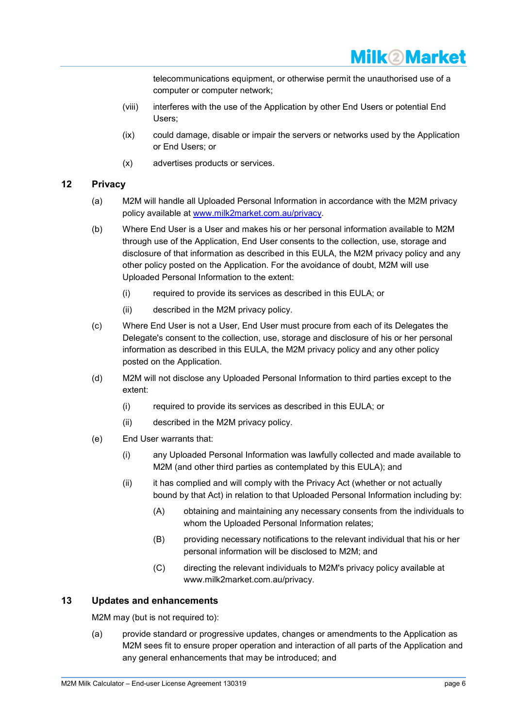telecommunications equipment, or otherwise permit the unauthorised use of a computer or computer network;

(viii) interferes with the use of the Application by other End Users or potential End Users;

(ix) could damage, disable or impair the servers or networks used by the Application or End Users; or

(x) advertises products or services.

## 12 Privacy

(a) M2M will handle all Uploaded Personal Information in accordance with the M2M privacy policy available at [www.milk2market.com.au/privacy](www.milk2market.com.au/privacy).

(b) Where End User is a User and makes his or her personal information available to M2M through use of the Application, End User consents to the collection, use, storage and disclosure of that information as described in this EULA, the M2M privacy policy and any other policy posted on the Application. For the avoidance of doubt, M2M will use Uploaded Personal Information to the extent:

(i) required to provide its services as described in this EULA; or

(ii) described in the M2M privacy policy.

(c) Where End User is not a User, End User must procure from each of its Delegates the Delegate's consent to the collection, use, storage and disclosure of his or her personal information as described in this EULA, the M2M privacy policy and any other policy posted on the Application.

(d) M2M will not disclose any Uploaded Personal Information to third parties except to the extent:

(i) required to provide its services as described in this EULA; or

(ii) described in the M2M privacy policy.

(e) End User warrants that:

(i) any Uploaded Personal Information was lawfully collected and made available to M2M (and other third parties as contemplated by this EULA); and

(ii) it has complied and will comply with the Privacy Act (whether or not actually bound by that Act) in relation to that Uploaded Personal Information including by:

(A) obtaining and maintaining any necessary consents from the individuals to whom the Uploaded Personal Information relates;

(B) providing necessary notifications to the relevant individual that his or her personal information will be disclosed to M2M; and

(C) directing the relevant individuals to M2M's privacy policy available at www.milk2market.com.au/privacy.

## 13 Updates and enhancements

M2M may (but is not required to):

(a) provide standard or progressive updates, changes or amendments to the Application as M2M sees fit to ensure proper operation and interaction of all parts of the Application and any general enhancements that may be introduced; and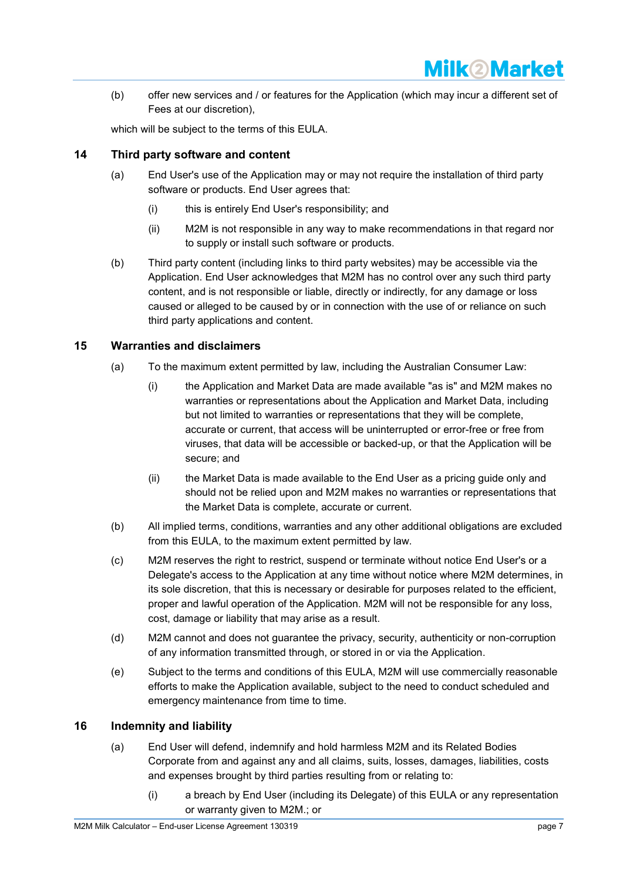(b) offer new services and / or features for the Application (which may incur a different set of Fees at our discretion),

which will be subject to the terms of this EULA.

## 14 Third party software and content

(a) End User's use of the Application may or may not require the installation of third party software or products. End User agrees that:

(i) this is entirely End User's responsibility; and

(ii) M2M is not responsible in any way to make recommendations in that regard nor to supply or install such software or products.

(b) Third party content (including links to third party websites) may be accessible via the Application. End User acknowledges that M2M has no control over any such third party content, and is not responsible or liable, directly or indirectly, for any damage or loss caused or alleged to be caused by or in connection with the use of or reliance on such third party applications and content.

## 15 Warranties and disclaimers

(a) To the maximum extent permitted by law, including the Australian Consumer Law:

(i) the Application and Market Data are made available "as is" and M2M makes no warranties or representations about the Application and Market Data, including but not limited to warranties or representations that they will be complete, accurate or current, that access will be uninterrupted or error-free or free from viruses, that data will be accessible or backed-up, or that the Application will be secure; and

(ii) the Market Data is made available to the End User as a pricing guide only and should not be relied upon and M2M makes no warranties or representations that the Market Data is complete, accurate or current.

(b) All implied terms, conditions, warranties and any other additional obligations are excluded from this EULA, to the maximum extent permitted by law.

(c) M2M reserves the right to restrict, suspend or terminate without notice End User's or a Delegate's access to the Application at any time without notice where M2M determines, in its sole discretion, that this is necessary or desirable for purposes related to the efficient, proper and lawful operation of the Application. M2M will not be responsible for any loss, cost, damage or liability that may arise as a result.

(d) M2M cannot and does not guarantee the privacy, security, authenticity or non-corruption of any information transmitted through, or stored in or via the Application.

(e) Subject to the terms and conditions of this EULA, M2M will use commercially reasonable efforts to make the Application available, subject to the need to conduct scheduled and emergency maintenance from time to time.

## 16 Indemnity and liability

(a) End User will defend, indemnify and hold harmless M2M and its Related Bodies Corporate from and against any and all claims, suits, losses, damages, liabilities, costs and expenses brought by third parties resulting from or relating to:

(i) a breach by End User (including its Delegate) of this EULA or any representation or warranty given to M2M.; or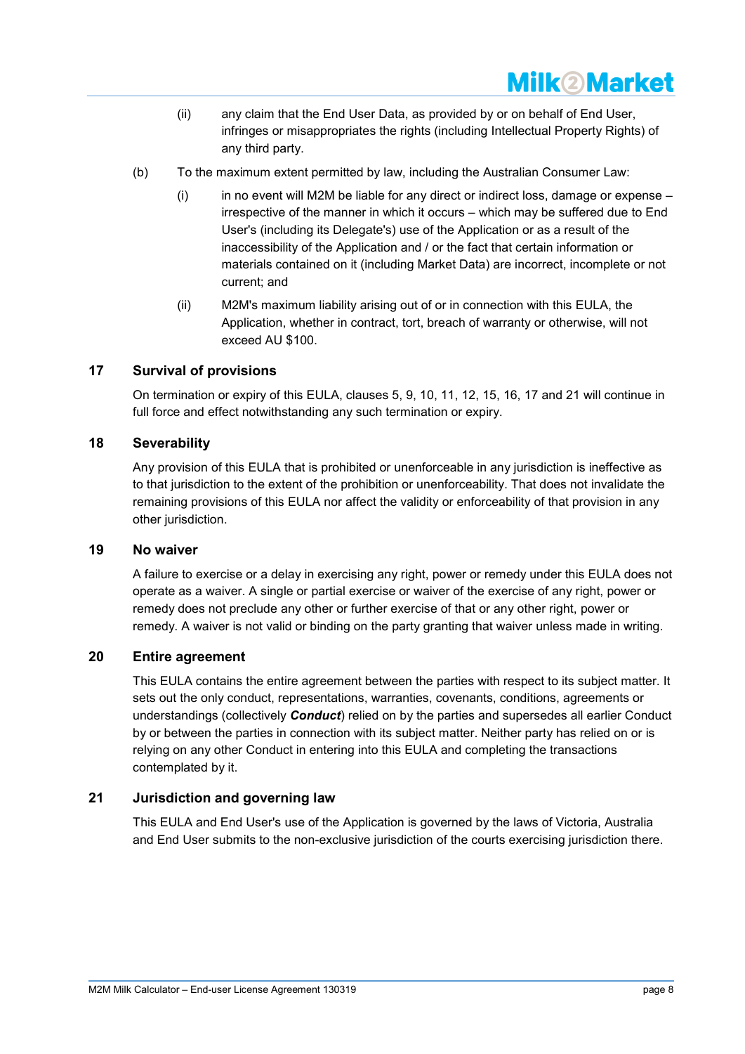(ii) any claim that the End User Data, as provided by or on behalf of End User, infringes or misappropriates the rights (including Intellectual Property Rights) of any third party.

(b) To the maximum extent permitted by law, including the Australian Consumer Law:

(i) in no event will M2M be liable for any direct or indirect loss, damage or expense – irrespective of the manner in which it occurs – which may be suffered due to End User's (including its Delegate's) use of the Application or as a result of the inaccessibility of the Application and / or the fact that certain information or materials contained on it (including Market Data) are incorrect, incomplete or not current; and

(ii) M2M's maximum liability arising out of or in connection with this EULA, the Application, whether in contract, tort, breach of warranty or otherwise, will not exceed AU $100.

## 17 Survival of provisions

On termination or expiry of this EULA, clauses 5, 9, 10, 11, 12, 15, 16, 17 and 21 will continue in full force and effect notwithstanding any such termination or expiry.

## 18 Severability

Any provision of this EULA that is prohibited or unenforceable in any jurisdiction is ineffective as to that jurisdiction to the extent of the prohibition or unenforceability. That does not invalidate the remaining provisions of this EULA nor affect the validity or enforceability of that provision in any other jurisdiction.

## 19 No waiver

A failure to exercise or a delay in exercising any right, power or remedy under this EULA does not operate as a waiver. A single or partial exercise or waiver of the exercise of any right, power or remedy does not preclude any other or further exercise of that or any other right, power or remedy. A waiver is not valid or binding on the party granting that waiver unless made in writing.

## 20 Entire agreement

This EULA contains the entire agreement between the parties with respect to its subject matter. It sets out the only conduct, representations, warranties, covenants, conditions, agreements or understandings (collectively ***Conduct***) relied on by the parties and supersedes all earlier Conduct by or between the parties in connection with its subject matter. Neither party has relied on or is relying on any other Conduct in entering into this EULA and completing the transactions contemplated by it.

## 21 Jurisdiction and governing law

This EULA and End User's use of the Application is governed by the laws of Victoria, Australia and End User submits to the non-exclusive jurisdiction of the courts exercising jurisdiction there.